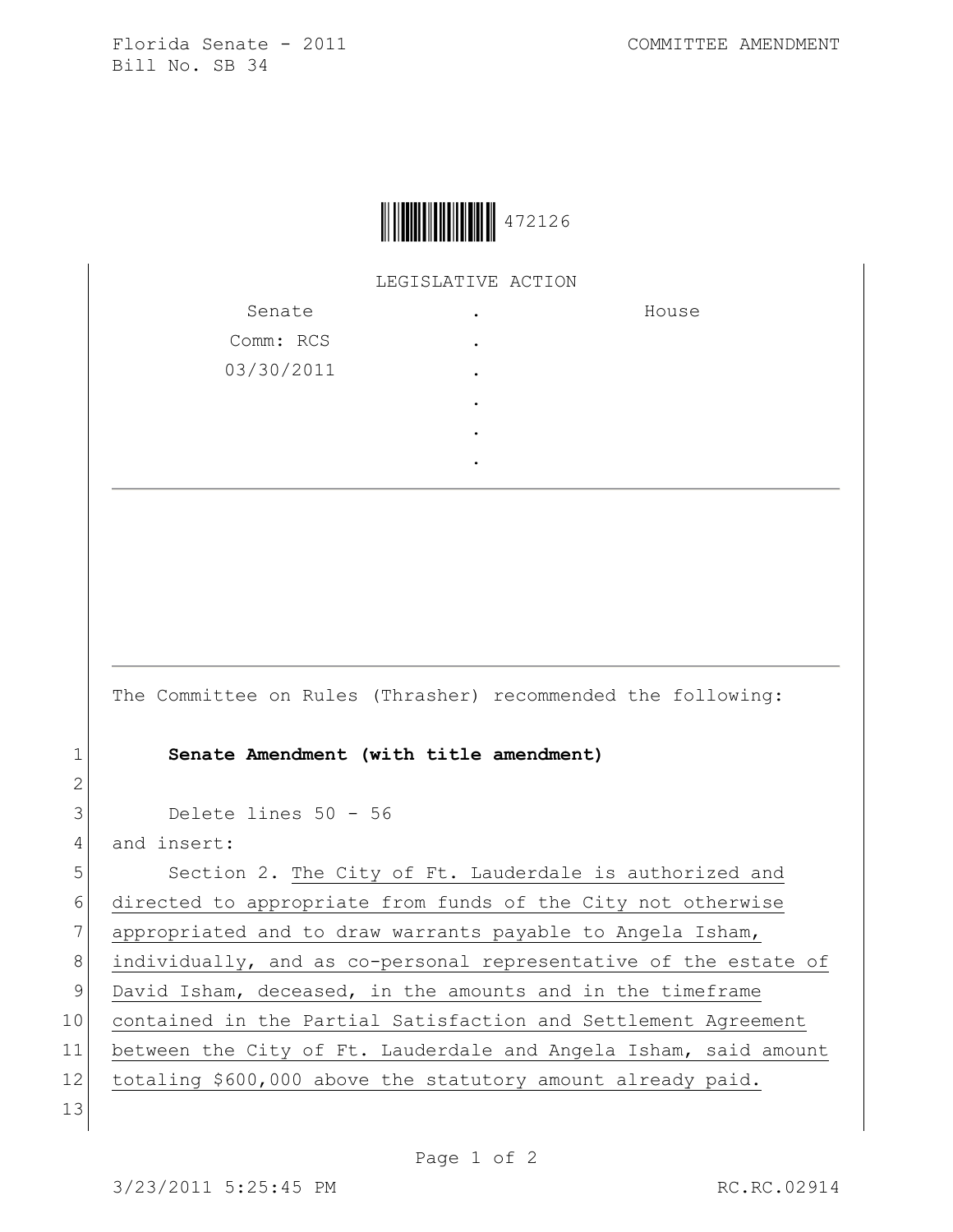Florida Senate - 2011
Bill No. SB 34

COMMITTEE AMENDMENT

472126

LEGISLATIVE ACTION

| Senate | . | House |
|---|---|---|
| Comm: RCS | . | |
| 03/30/2011 | . | |
| | . | |
| | . | |
| | . | |

The Committee on Rules (Thrasher) recommended the following:

**Senate Amendment (with title amendment)**

Delete lines 50 - 56

and insert:

Section 2. The City of Ft. Lauderdale is authorized and directed to appropriate from funds of the City not otherwise appropriated and to draw warrants payable to Angela Isham, individually, and as co-personal representative of the estate of David Isham, deceased, in the amounts and in the timeframe contained in the Partial Satisfaction and Settlement Agreement between the City of Ft. Lauderdale and Angela Isham, said amount totaling $600,000 above the statutory amount already paid.

3/23/2011 5:25:45 PM RC.RC.02914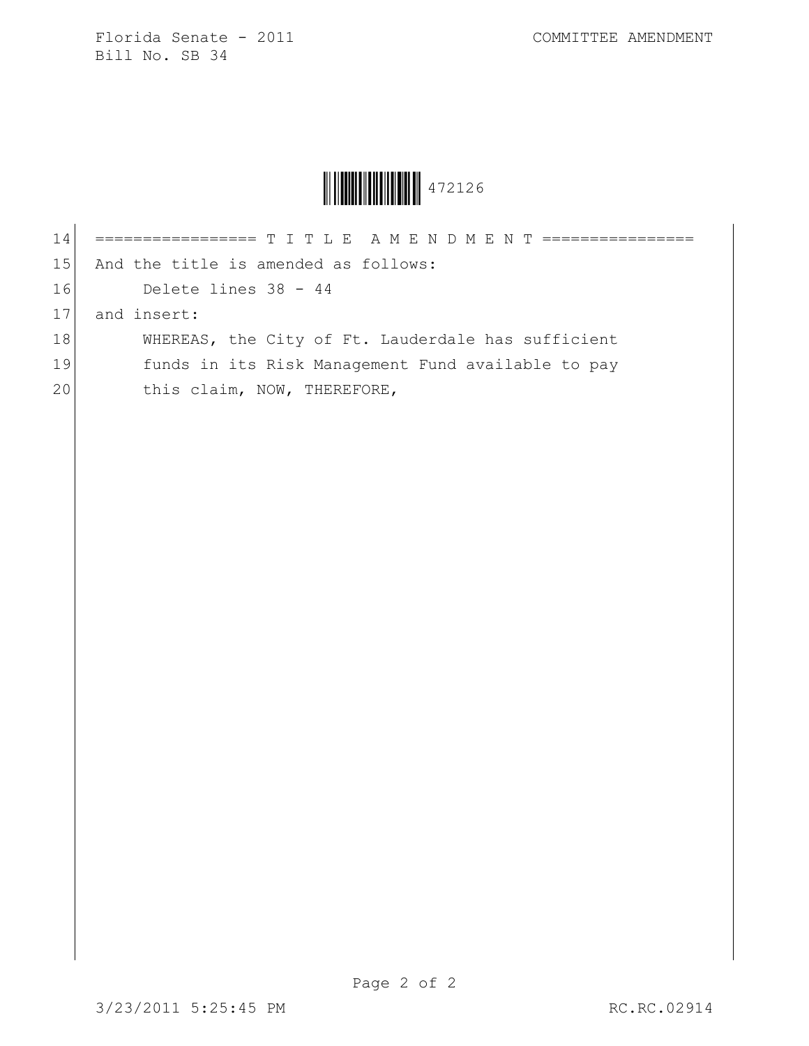================= T I T L E A M E N D M E N T ================

And the title is amended as follows:

Delete lines 38 - 44

and insert:

WHEREAS, the City of Ft. Lauderdale has sufficient funds in its Risk Management Fund available to pay this claim, NOW, THEREFORE,